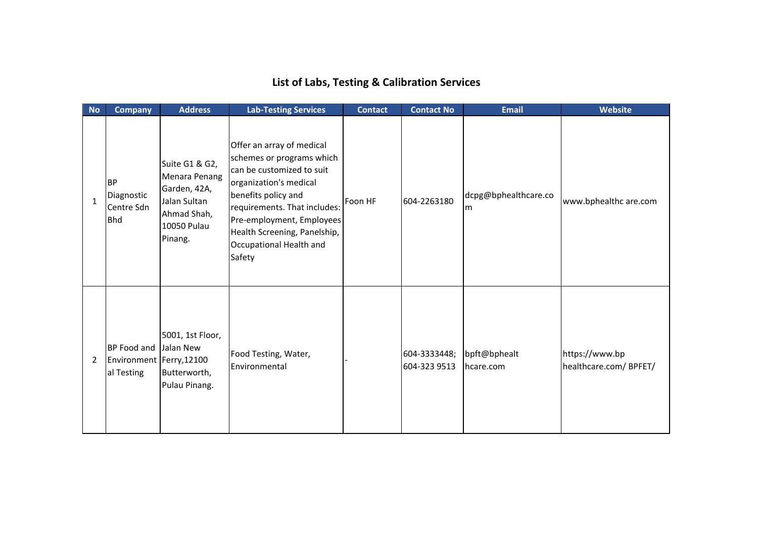# List of Labs, Testing & Calibration Services

| No | Company | Address | Lab-Testing Services | Contact | Contact No | Email | Website |
|---|---|---|---|---|---|---|---|
| 1 | BP Diagnostic Centre Sdn Bhd | Suite G1 & G2, Menara Penang Garden, 42A, Jalan Sultan Ahmad Shah, 10050 Pulau Pinang. | Offer an array of medical schemes or programs which can be customized to suit organization's medical benefits policy and requirements. That includes: Pre-employment, Employees Health Screening, Panelship, Occupational Health and Safety | Foon HF | 604-2263180 | dcpg@bphealthcare.com | www.bphealthc are.com |
| 2 | BP Food and Environmental Testing | 5001, 1st Floor, Jalan New Ferry,12100 Butterworth, Pulau Pinang. | Food Testing, Water, Environmental | - | 604-3333448; 604-323 9513 | bpft@bphealthcare.com | https://www.bp healthcare.com/ BPFET/ |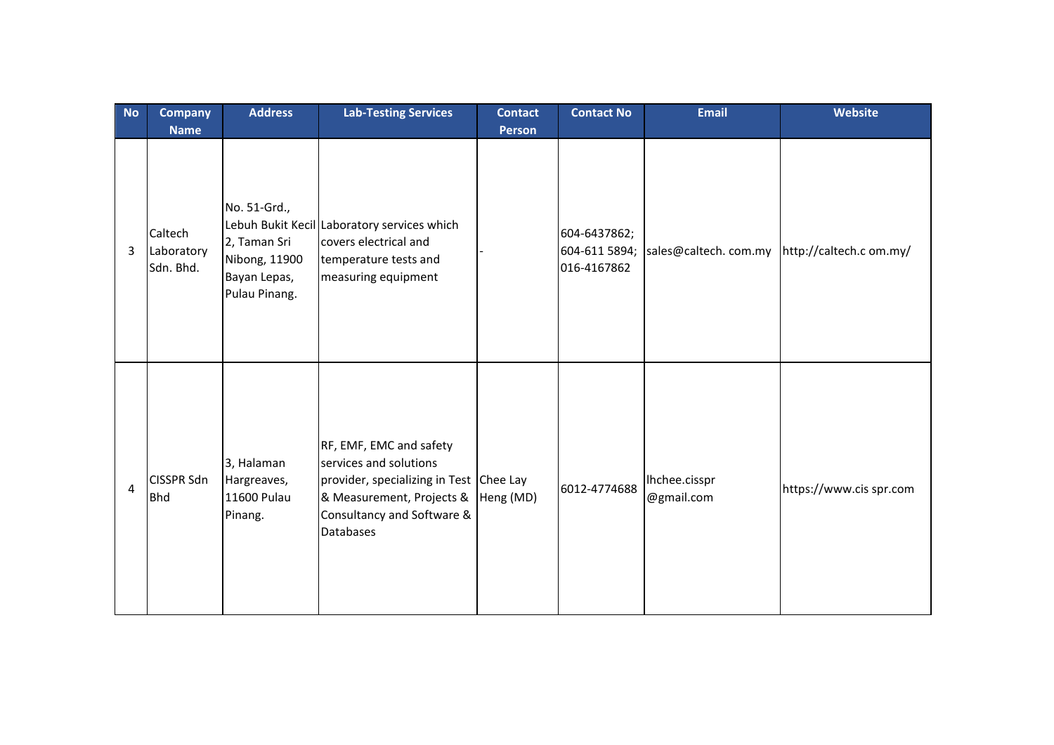| No | Company Name | Address | Lab-Testing Services | Contact Person | Contact No | Email | Website |
|---|---|---|---|---|---|---|---|
| 3 | Caltech Laboratory Sdn. Bhd. | No. 51-Grd., Lebuh Bukit Kecil 2, Taman Sri Nibong, 11900 Bayan Lepas, Pulau Pinang. | Laboratory services which covers electrical and temperature tests and measuring equipment | - | 604-6437862; 604-611 5894; 016-4167862 | sales@caltech. com.my | http://caltech.c om.my/ |
| 4 | CISSPR Sdn Bhd | 3, Halaman Hargreaves, 11600 Pulau Pinang. | RF, EMF, EMC and safety services and solutions provider, specializing in Test & Measurement, Projects & Consultancy and Software & Databases | Chee Lay Heng (MD) | 6012-4774688 | lhchee.cisspr @gmail.com | https://www.cis spr.com |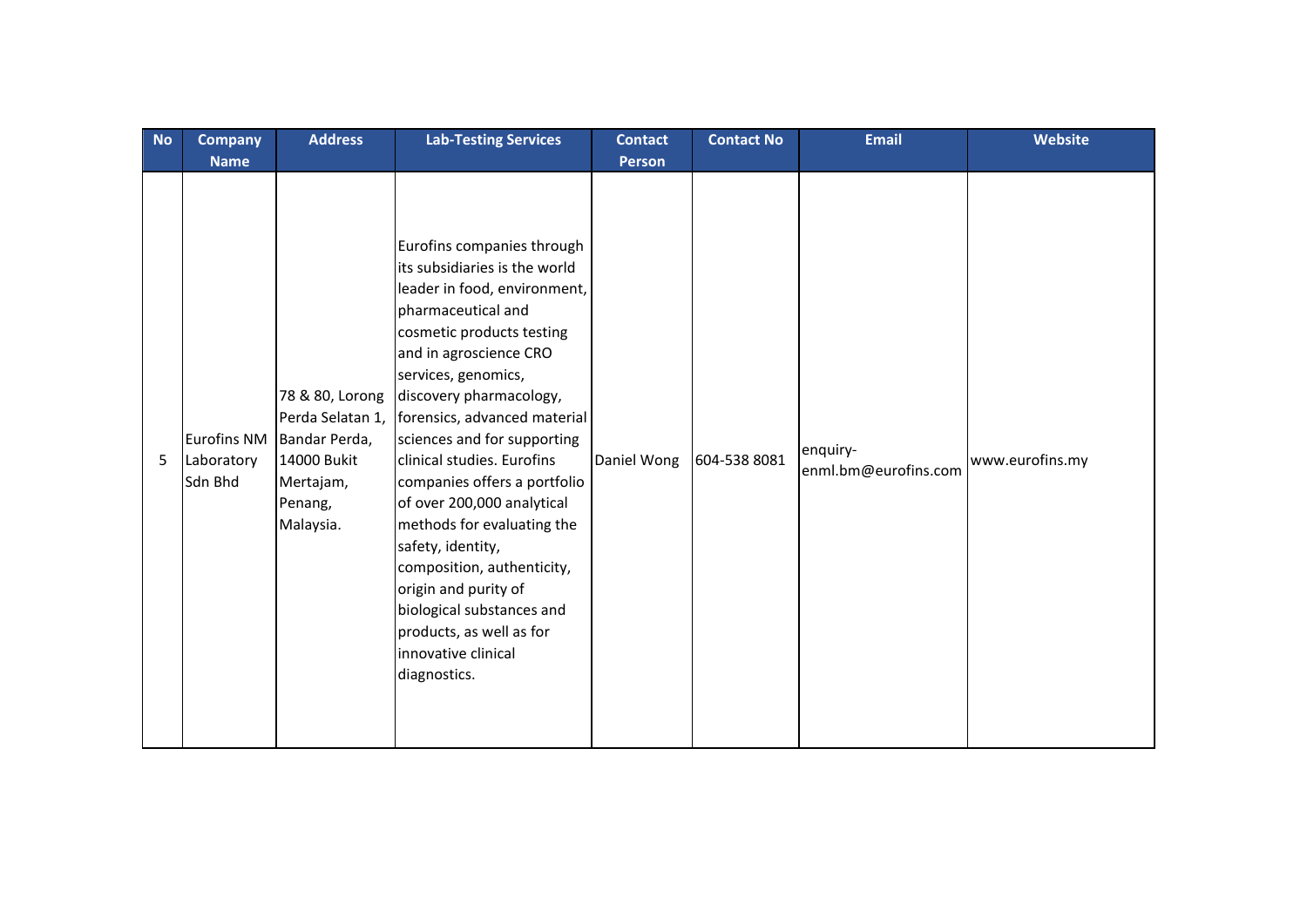| No | Company Name | Address | Lab-Testing Services | Contact Person | Contact No | Email | Website |
|---|---|---|---|---|---|---|---|
| 5 | Eurofins NM Laboratory Sdn Bhd | 78 & 80, Lorong Perda Selatan 1, Bandar Perda, 14000 Bukit Mertajam, Penang, Malaysia. | Eurofins companies through its subsidiaries is the world leader in food, environment, pharmaceutical and cosmetic products testing and in agroscience CRO services, genomics, discovery pharmacology, forensics, advanced material sciences and for supporting clinical studies. Eurofins companies offers a portfolio of over 200,000 analytical methods for evaluating the safety, identity, composition, authenticity, origin and purity of biological substances and products, as well as for innovative clinical diagnostics. | Daniel Wong | 604-538 8081 | enquiry-enml.bm@eurofins.com | www.eurofins.my |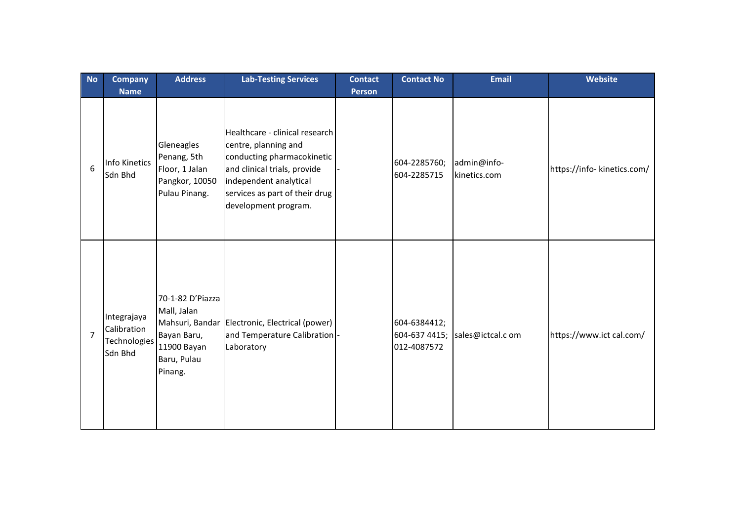| No | Company Name | Address | Lab-Testing Services | Contact Person | Contact No | Email | Website |
|---|---|---|---|---|---|---|---|
| 6 | Info Kinetics Sdn Bhd | Gleneagles Penang, 5th Floor, 1 Jalan Pangkor, 10050 Pulau Pinang. | Healthcare - clinical research centre, planning and conducting pharmacokinetic and clinical trials, provide independent analytical services as part of their drug development program. | - | 604-2285760; 604-2285715 | admin@info-kinetics.com | https://info- kinetics.com/ |
| 7 | Integrajaya Calibration Technologies Sdn Bhd | 70-1-82 D'Piazza Mall, Jalan Mahsuri, Bandar Bayan Baru, 11900 Bayan Baru, Pulau Pinang. | Electronic, Electrical (power) and Temperature Calibration Laboratory | - | 604-6384412; 604-637 4415; 012-4087572 | sales@ictcal.c om | https://www.ict cal.com/ |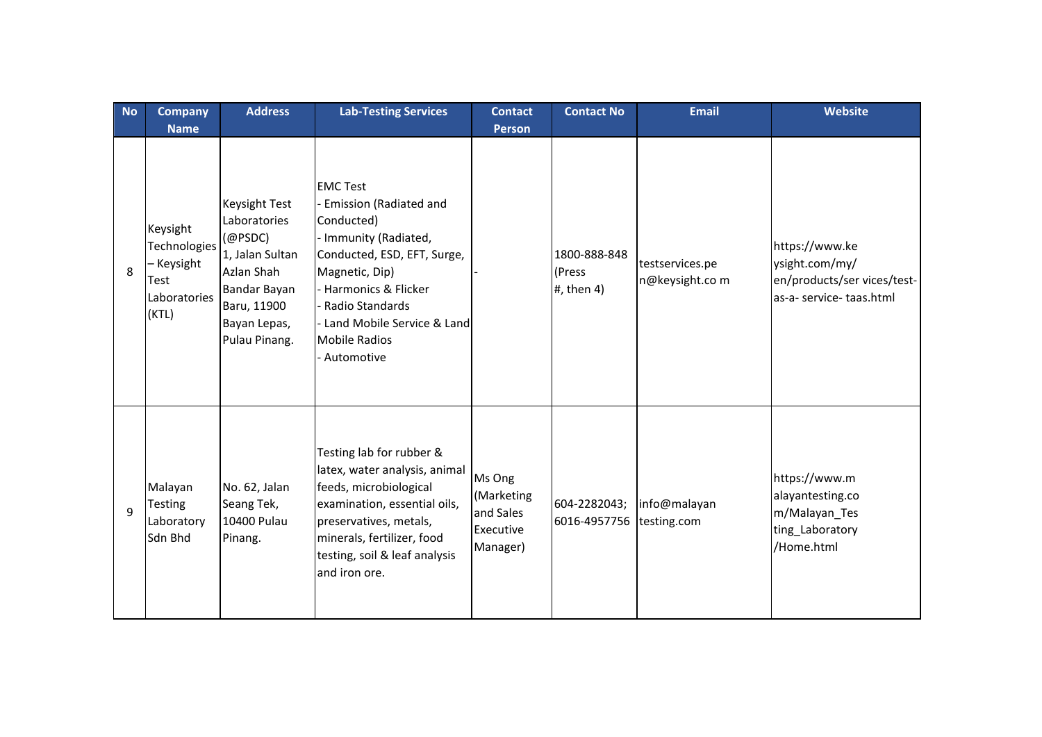| No | Company Name | Address | Lab-Testing Services | Contact Person | Contact No | Email | Website |
|---|---|---|---|---|---|---|---|
| 8 | Keysight Technologies – Keysight Test Laboratories (KTL) | Keysight Test Laboratories (@PSDC) 1, Jalan Sultan Azlan Shah Bandar Bayan Baru, 11900 Bayan Lepas, Pulau Pinang. | EMC Test<br>- Emission (Radiated and Conducted)<br>- Immunity (Radiated, Conducted, ESD, EFT, Surge, Magnetic, Dip)<br>- Harmonics & Flicker<br>- Radio Standards<br>- Land Mobile Service & Land Mobile Radios<br>- Automotive | - | 1800-888-848 (Press #, then 4) | testservices.pen@keysight.com | https://www.keysight.com/my/en/products/services/test-as-a-service-taas.html |
| 9 | Malayan Testing Laboratory Sdn Bhd | No. 62, Jalan Seang Tek, 10400 Pulau Pinang. | Testing lab for rubber & latex, water analysis, animal feeds, microbiological examination, essential oils, preservatives, metals, minerals, fertilizer, food testing, soil & leaf analysis and iron ore. | Ms Ong (Marketing and Sales Executive Manager) | 604-2282043; 6016-4957756 | info@malayantesting.com | https://www.malayantesting.com/Malayan_Testing_Laboratory/Home.html |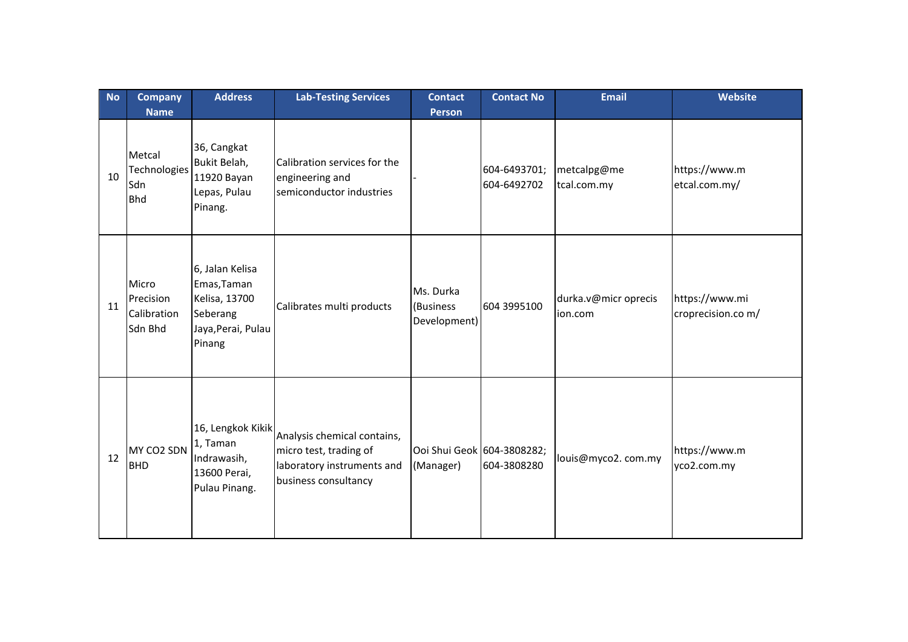| No | Company Name | Address | Lab-Testing Services | Contact Person | Contact No | Email | Website |
|---|---|---|---|---|---|---|---|
| 10 | Metcal Technologies Sdn Bhd | 36, Cangkat Bukit Belah, 11920 Bayan Lepas, Pulau Pinang. | Calibration services for the engineering and semiconductor industries | - | 604-6493701; 604-6492702 | metcalpg@metcal.com.my | https://www.metcal.com.my/ |
| 11 | Micro Precision Calibration Sdn Bhd | 6, Jalan Kelisa Emas,Taman Kelisa, 13700 Seberang Jaya,Perai, Pulau Pinang | Calibrates multi products | Ms. Durka (Business Development) | 604 3995100 | durka.v@microprecision.com | https://www.microprecision.com/ |
| 12 | MY CO2 SDN BHD | 16, Lengkok Kikik 1, Taman Indrawasih, 13600 Perai, Pulau Pinang. | Analysis chemical contains, micro test, trading of laboratory instruments and business consultancy | Ooi Shui Geok (Manager) | 604-3808282; 604-3808280 | louis@myco2.com.my | https://www.myco2.com.my |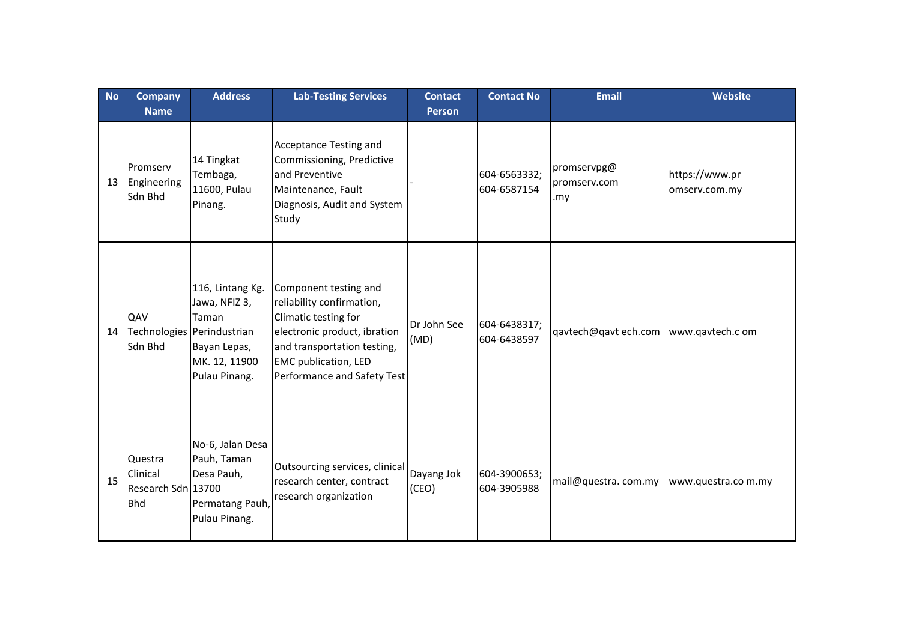| No | Company Name | Address | Lab-Testing Services | Contact Person | Contact No | Email | Website |
|---|---|---|---|---|---|---|---|
| 13 | Promserv Engineering Sdn Bhd | 14 Tingkat Tembaga, 11600, Pulau Pinang. | Acceptance Testing and Commissioning, Predictive and Preventive Maintenance, Fault Diagnosis, Audit and System Study | - | 604-6563332; 604-6587154 | promservpg@promserv.com.my | https://www.promserv.com.my |
| 14 | QAV Technologies Sdn Bhd | 116, Lintang Kg. Jawa, NFIZ 3, Taman Perindustrian Bayan Lepas, MK. 12, 11900 Pulau Pinang. | Component testing and reliability confirmation, Climatic testing for electronic product, ibration and transportation testing, EMC publication, LED Performance and Safety Test | Dr John See (MD) | 604-6438317; 604-6438597 | qavtech@qavt ech.com | www.qavtech.c om |
| 15 | Questra Clinical Research Sdn Bhd | No-6, Jalan Desa Pauh, Taman Desa Pauh, 13700 Permatang Pauh, Pulau Pinang. | Outsourcing services, clinical research center, contract research organization | Dayang Jok (CEO) | 604-3900653; 604-3905988 | mail@questra. com.my | www.questra.co m.my |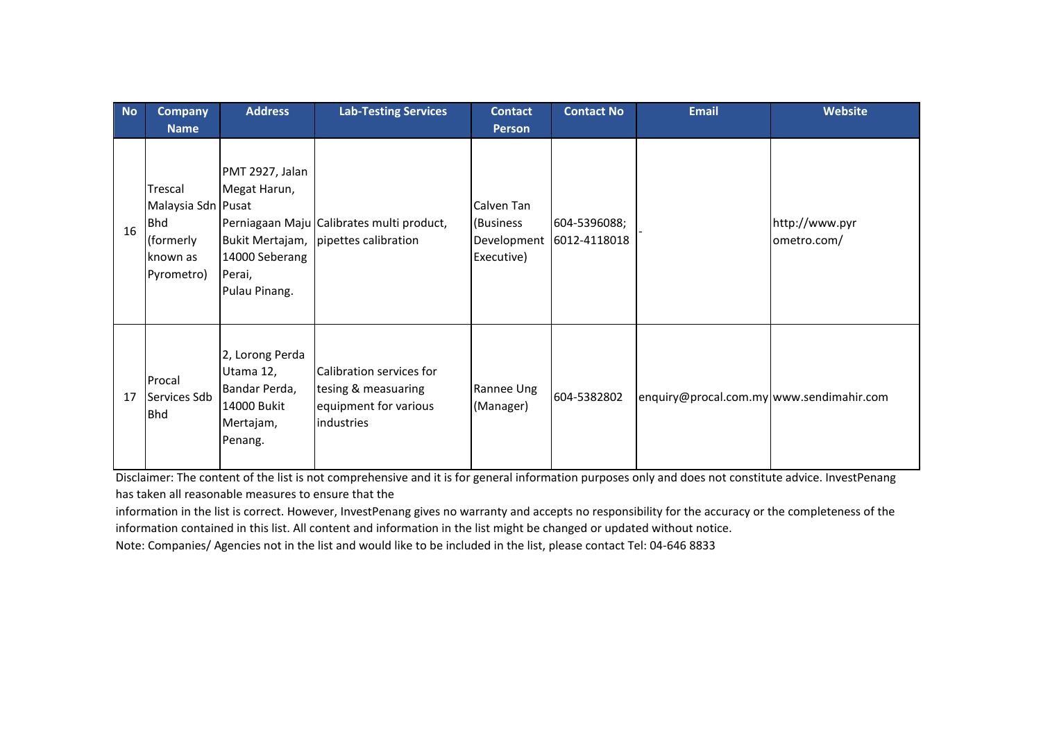| No | Company Name | Address | Lab-Testing Services | Contact Person | Contact No | Email | Website |
|---|---|---|---|---|---|---|---|
| 16 | Trescal Malaysia Sdn Bhd (formerly known as Pyrometro) | PMT 2927, Jalan Megat Harun, Pusat Perniagaan Maju Bukit Mertajam, 14000 Seberang Perai, Pulau Pinang. | Calibrates multi product, pipettes calibration | Calven Tan (Business Development Executive) | 604-5396088; 6012-4118018 | - | http://www.pyrometro.com/ |
| 17 | Procal Services Sdb Bhd | 2, Lorong Perda Utama 12, Bandar Perda, 14000 Bukit Mertajam, Penang. | Calibration services for tesing & measuaring equipment for various industries | Rannee Ung (Manager) | 604-5382802 | enquiry@procal.com.my | www.sendimahir.com |

Disclaimer: The content of the list is not comprehensive and it is for general information purposes only and does not constitute advice. InvestPenang has taken all reasonable measures to ensure that the
information in the list is correct. However, InvestPenang gives no warranty and accepts no responsibility for the accuracy or the completeness of the information contained in this list. All content and information in the list might be changed or updated without notice.
Note: Companies/ Agencies not in the list and would like to be included in the list, please contact Tel: 04-646 8833